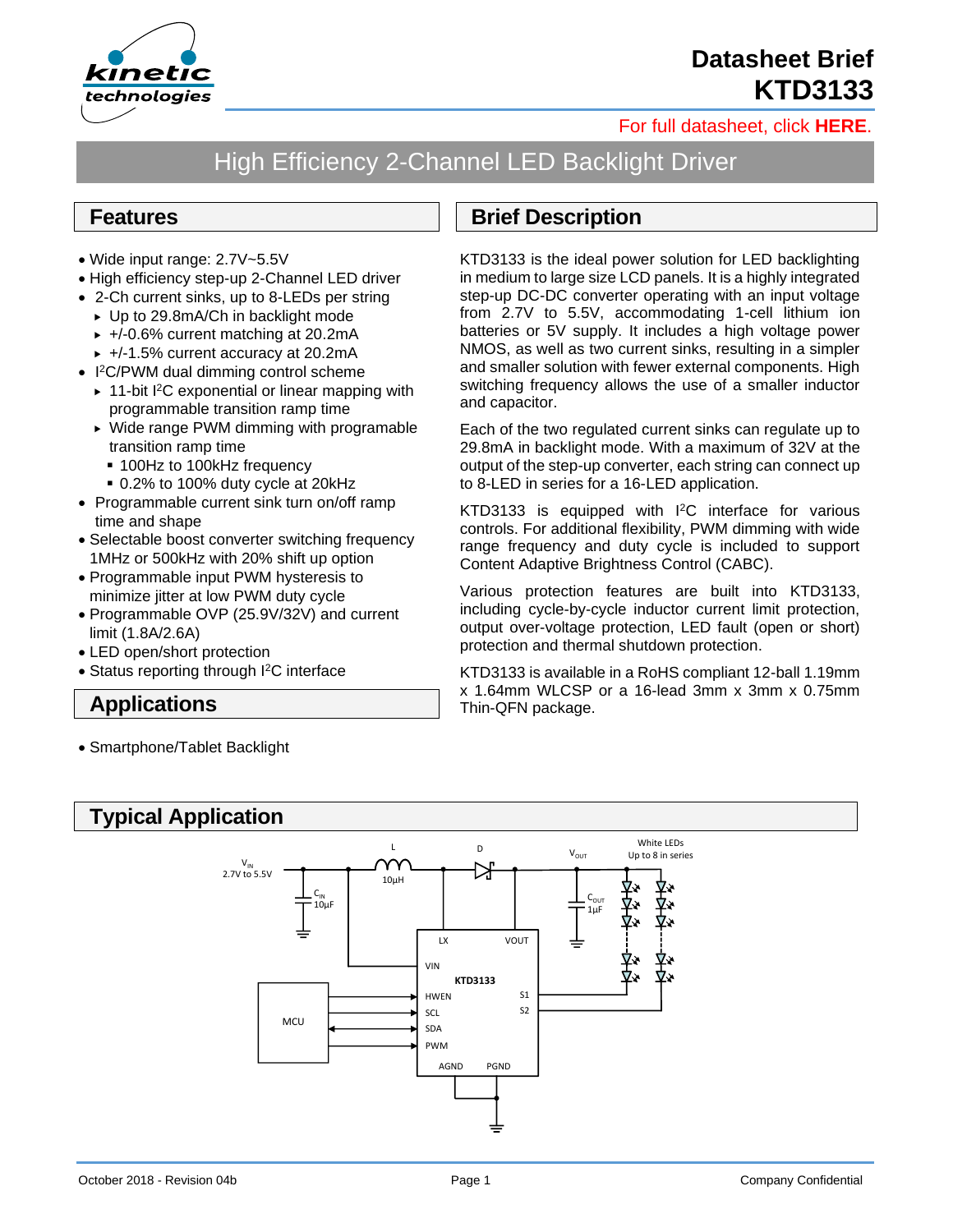# Datasheet Brief
# KTD3133

For full datasheet, click **HERE**.

## High Efficiency 2-Channel LED Backlight Driver

## Features

- Wide input range: 2.7V~5.5V
- High efficiency step-up 2-Channel LED driver
- 2-Ch current sinks, up to 8-LEDs per string
  - Up to 29.8mA/Ch in backlight mode
  - +/-0.6% current matching at 20.2mA
  - +/-1.5% current accuracy at 20.2mA
- I²C/PWM dual dimming control scheme
  - 11-bit I²C exponential or linear mapping with programmable transition ramp time
  - Wide range PWM dimming with programable transition ramp time
    - 100Hz to 100kHz frequency
    - 0.2% to 100% duty cycle at 20kHz
- Programmable current sink turn on/off ramp time and shape
- Selectable boost converter switching frequency 1MHz or 500kHz with 20% shift up option
- Programmable input PWM hysteresis to minimize jitter at low PWM duty cycle
- Programmable OVP (25.9V/32V) and current limit (1.8A/2.6A)
- LED open/short protection
- Status reporting through I²C interface

## Applications

- Smartphone/Tablet Backlight

## Brief Description

KTD3133 is the ideal power solution for LED backlighting in medium to large size LCD panels. It is a highly integrated step-up DC-DC converter operating with an input voltage from 2.7V to 5.5V, accommodating 1-cell lithium ion batteries or 5V supply. It includes a high voltage power NMOS, as well as two current sinks, resulting in a simpler and smaller solution with fewer external components. High switching frequency allows the use of a smaller inductor and capacitor.

Each of the two regulated current sinks can regulate up to 29.8mA in backlight mode. With a maximum of 32V at the output of the step-up converter, each string can connect up to 8-LED in series for a 16-LED application.

KTD3133 is equipped with I²C interface for various controls. For additional flexibility, PWM dimming with wide range frequency and duty cycle is included to support Content Adaptive Brightness Control (CABC).

Various protection features are built into KTD3133, including cycle-by-cycle inductor current limit protection, output over-voltage protection, LED fault (open or short) protection and thermal shutdown protection.

KTD3133 is available in a RoHS compliant 12-ball 1.19mm x 1.64mm WLCSP or a 16-lead 3mm x 3mm x 0.75mm Thin-QFN package.

## Typical Application

$V_{IN}$ 2.7V to 5.5V; $C_{IN}$ 10µF; L 10µH; D; $V_{OUT}$; $C_{OUT}$ 1µF; White LEDs Up to 8 in series; KTD3133 pins: LX, VOUT, VIN, HWEN, SCL, SDA, PWM, S1, S2, AGND, PGND; MCU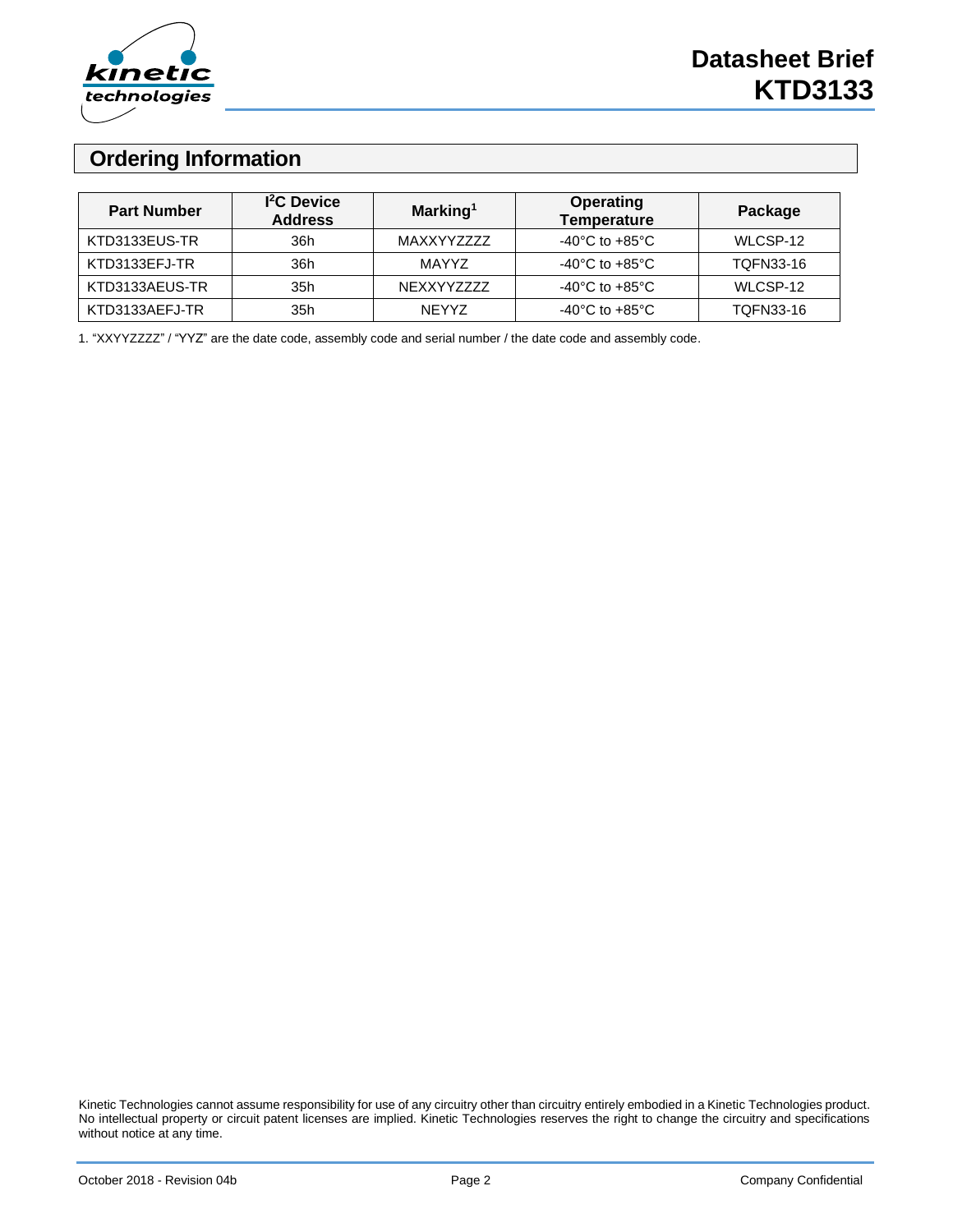## Ordering Information

| Part Number | $I^2C$ Device Address | Marking[1] | Operating Temperature | Package |
|---|---|---|---|---|
| KTD3133EUS-TR | 36h | MAXXYYZZZZ | -40°C to +85°C | WLCSP-12 |
| KTD3133EFJ-TR | 36h | MAYYZ | -40°C to +85°C | TQFN33-16 |
| KTD3133AEUS-TR | 35h | NEXXYYZZZZ | -40°C to +85°C | WLCSP-12 |
| KTD3133AEFJ-TR | 35h | NEYYZ | -40°C to +85°C | TQFN33-16 |

1. "XXYYZZZZ" / "YYZ" are the date code, assembly code and serial number / the date code and assembly code.

Kinetic Technologies cannot assume responsibility for use of any circuitry other than circuitry entirely embodied in a Kinetic Technologies product. No intellectual property or circuit patent licenses are implied. Kinetic Technologies reserves the right to change the circuitry and specifications without notice at any time.